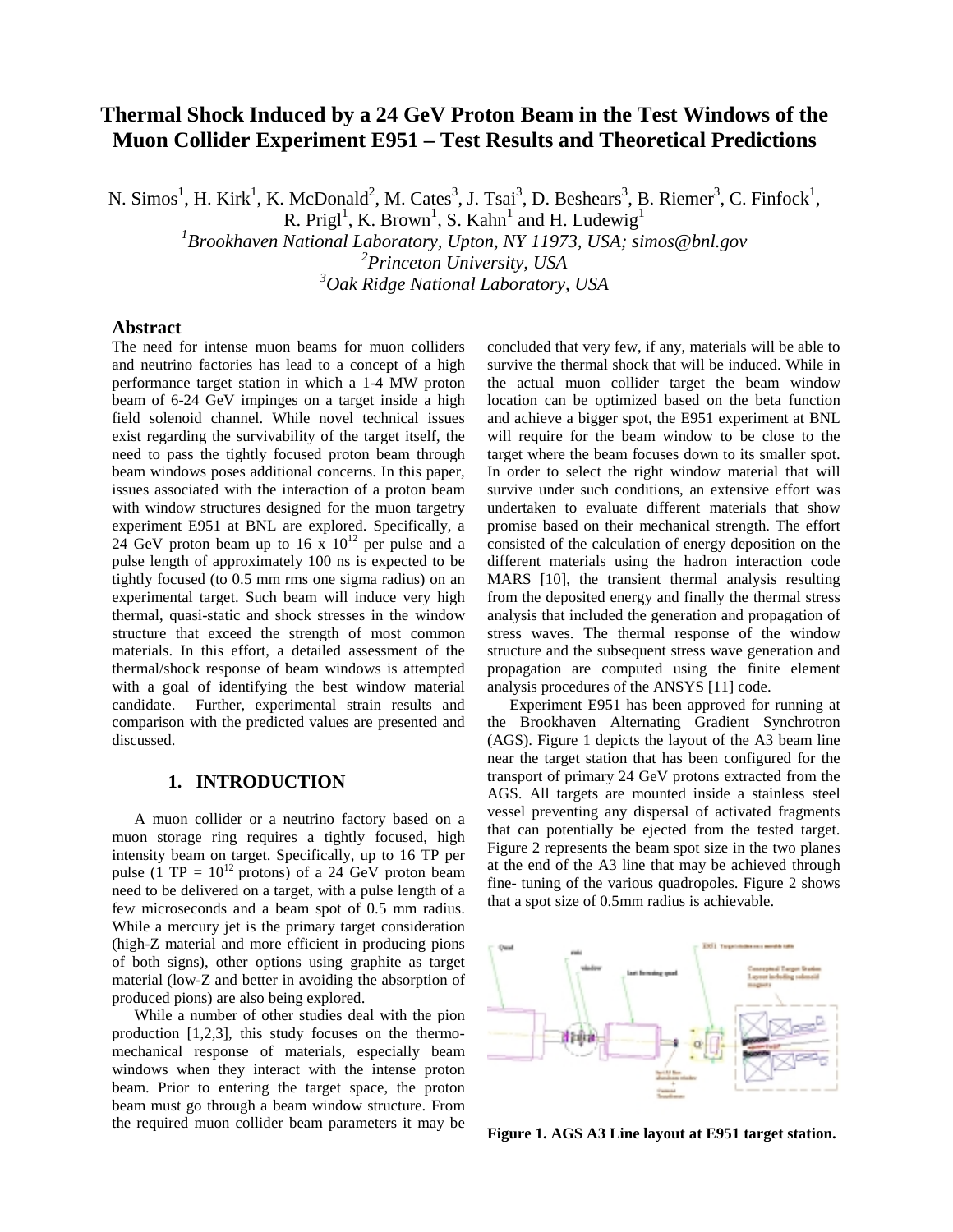# Thermal Shock Induced by a 24 GeV Proton Beam in the Test Windows of the Muon Collider Experiment E951 – Test Results and Theoretical Predictions

N. Simos[1], H. Kirk[1], K. McDonald[2], M. Cates[3], J. Tsai[3], D. Beshears[3], B. Riemer[3], C. Finfock[1], R. Prigl[1], K. Brown[1], S. Kahn[1] and H. Ludewig[1]

[1]*Brookhaven National Laboratory, Upton, NY 11973, USA; simos@bnl.gov*

[2]*Princeton University, USA*

[3]*Oak Ridge National Laboratory, USA*

## Abstract

The need for intense muon beams for muon colliders and neutrino factories has lead to a concept of a high performance target station in which a 1-4 MW proton beam of 6-24 GeV impinges on a target inside a high field solenoid channel. While novel technical issues exist regarding the survivability of the target itself, the need to pass the tightly focused proton beam through beam windows poses additional concerns. In this paper, issues associated with the interaction of a proton beam with window structures designed for the muon targetry experiment E951 at BNL are explored. Specifically, a 24 GeV proton beam up to 16 x $10^{12}$ per pulse and a pulse length of approximately 100 ns is expected to be tightly focused (to 0.5 mm rms one sigma radius) on an experimental target. Such beam will induce very high thermal, quasi-static and shock stresses in the window structure that exceed the strength of most common materials. In this effort, a detailed assessment of the thermal/shock response of beam windows is attempted with a goal of identifying the best window material candidate. Further, experimental strain results and comparison with the predicted values are presented and discussed.

## 1. INTRODUCTION

A muon collider or a neutrino factory based on a muon storage ring requires a tightly focused, high intensity beam on target. Specifically, up to 16 TP per pulse (1 TP = $10^{12}$ protons) of a 24 GeV proton beam need to be delivered on a target, with a pulse length of a few microseconds and a beam spot of 0.5 mm radius. While a mercury jet is the primary target consideration (high-Z material and more efficient in producing pions of both signs), other options using graphite as target material (low-Z and better in avoiding the absorption of produced pions) are also being explored.

While a number of other studies deal with the pion production [1,2,3], this study focuses on the thermo-mechanical response of materials, especially beam windows when they interact with the intense proton beam. Prior to entering the target space, the proton beam must go through a beam window structure. From the required muon collider beam parameters it may be concluded that very few, if any, materials will be able to survive the thermal shock that will be induced. While in the actual muon collider target the beam window location can be optimized based on the beta function and achieve a bigger spot, the E951 experiment at BNL will require for the beam window to be close to the target where the beam focuses down to its smaller spot. In order to select the right window material that will survive under such conditions, an extensive effort was undertaken to evaluate different materials that show promise based on their mechanical strength. The effort consisted of the calculation of energy deposition on the different materials using the hadron interaction code MARS [10], the transient thermal analysis resulting from the deposited energy and finally the thermal stress analysis that included the generation and propagation of stress waves. The thermal response of the window structure and the subsequent stress wave generation and propagation are computed using the finite element analysis procedures of the ANSYS [11] code.

Experiment E951 has been approved for running at the Brookhaven Alternating Gradient Synchrotron (AGS). Figure 1 depicts the layout of the A3 beam line near the target station that has been configured for the transport of primary 24 GeV protons extracted from the AGS. All targets are mounted inside a stainless steel vessel preventing any dispersal of activated fragments that can potentially be ejected from the tested target. Figure 2 represents the beam spot size in the two planes at the end of the A3 line that may be achieved through fine- tuning of the various quadropoles. Figure 2 shows that a spot size of 0.5mm radius is achievable.

**Figure 1. AGS A3 Line layout at E951 target station.**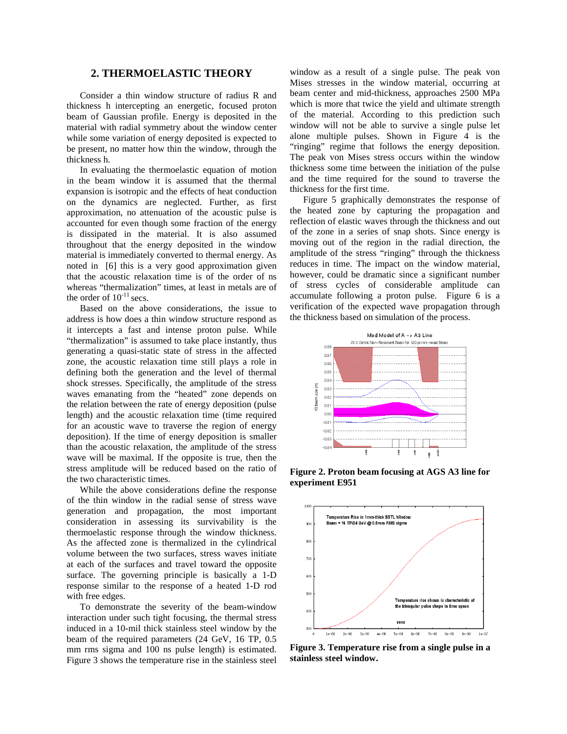## 2. THERMOELASTIC THEORY

Consider a thin window structure of radius R and thickness h intercepting an energetic, focused proton beam of Gaussian profile. Energy is deposited in the material with radial symmetry about the window center while some variation of energy deposited is expected to be present, no matter how thin the window, through the thickness h.

In evaluating the thermoelastic equation of motion in the beam window it is assumed that the thermal expansion is isotropic and the effects of heat conduction on the dynamics are neglected. Further, as first approximation, no attenuation of the acoustic pulse is accounted for even though some fraction of the energy is dissipated in the material. It is also assumed throughout that the energy deposited in the window material is immediately converted to thermal energy. As noted in [6] this is a very good approximation given that the acoustic relaxation time is of the order of ns whereas "thermalization" times, at least in metals are of the order of $10^{-11}$ secs.

Based on the above considerations, the issue to address is how does a thin window structure respond as it intercepts a fast and intense proton pulse. While "thermalization" is assumed to take place instantly, thus generating a quasi-static state of stress in the affected zone, the acoustic relaxation time still plays a role in defining both the generation and the level of thermal shock stresses. Specifically, the amplitude of the stress waves emanating from the "heated" zone depends on the relation between the rate of energy deposition (pulse length) and the acoustic relaxation time (time required for an acoustic wave to traverse the region of energy deposition). If the time of energy deposition is smaller than the acoustic relaxation, the amplitude of the stress wave will be maximal. If the opposite is true, then the stress amplitude will be reduced based on the ratio of the two characteristic times.

While the above considerations define the response of the thin window in the radial sense of stress wave generation and propagation, the most important consideration in assessing its survivability is the thermoelastic response through the window thickness. As the affected zone is thermalized in the cylindrical volume between the two surfaces, stress waves initiate at each of the surfaces and travel toward the opposite surface. The governing principle is basically a 1-D response similar to the response of a heated 1-D rod with free edges.

To demonstrate the severity of the beam-window interaction under such tight focusing, the thermal stress induced in a 10-mil thick stainless steel window by the beam of the required parameters (24 GeV, 16 TP, 0.5 mm rms sigma and 100 ns pulse length) is estimated. Figure 3 shows the temperature rise in the stainless steel window as a result of a single pulse. The peak von Mises stresses in the window material, occurring at beam center and mid-thickness, approaches 2500 MPa which is more that twice the yield and ultimate strength of the material. According to this prediction such window will not be able to survive a single pulse let alone multiple pulses. Shown in Figure 4 is the "ringing" regime that follows the energy deposition. The peak von Mises stress occurs within the window thickness some time between the initiation of the pulse and the time required for the sound to traverse the thickness for the first time.

Figure 5 graphically demonstrates the response of the heated zone by capturing the propagation and reflection of elastic waves through the thickness and out of the zone in a series of snap shots. Since energy is moving out of the region in the radial direction, the amplitude of the stress "ringing" through the thickness reduces in time. The impact on the window material, however, could be dramatic since a significant number of stress cycles of considerable amplitude can accumulate following a proton pulse. Figure 6 is a verification of the expected wave propagation through the thickness based on simulation of the process.

**Figure 2. Proton beam focusing at AGS A3 line for experiment E951**

**Figure 3. Temperature rise from a single pulse in a stainless steel window.**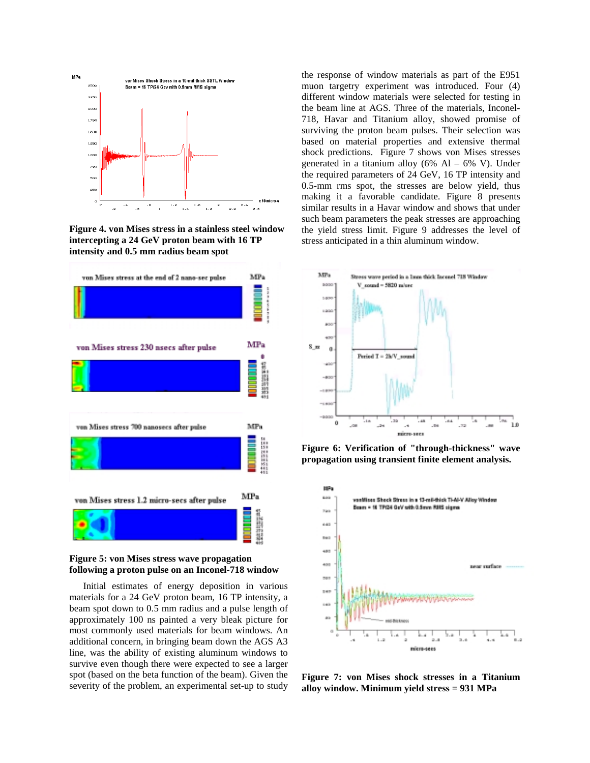**Figure 4. von Mises stress in a stainless steel window intercepting a 24 GeV proton beam with 16 TP intensity and 0.5 mm radius beam spot**

**Figure 5: von Mises stress wave propagation following a proton pulse on an Inconel-718 window**

Initial estimates of energy deposition in various materials for a 24 GeV proton beam, 16 TP intensity, a beam spot down to 0.5 mm radius and a pulse length of approximately 100 ns painted a very bleak picture for most commonly used materials for beam windows. An additional concern, in bringing beam down the AGS A3 line, was the ability of existing aluminum windows to survive even though there were expected to see a larger spot (based on the beta function of the beam). Given the severity of the problem, an experimental set-up to study the response of window materials as part of the E951 muon targetry experiment was introduced. Four (4) different window materials were selected for testing in the beam line at AGS. Three of the materials, Inconel-718, Havar and Titanium alloy, showed promise of surviving the proton beam pulses. Their selection was based on material properties and extensive thermal shock predictions. Figure 7 shows von Mises stresses generated in a titanium alloy (6% Al – 6% V). Under the required parameters of 24 GeV, 16 TP intensity and 0.5-mm rms spot, the stresses are below yield, thus making it a favorable candidate. Figure 8 presents similar results in a Havar window and shows that under such beam parameters the peak stresses are approaching the yield stress limit. Figure 9 addresses the level of stress anticipated in a thin aluminum window.

**Figure 6: Verification of "through-thickness" wave propagation using transient finite element analysis.**

**Figure 7: von Mises shock stresses in a Titanium alloy window. Minimum yield stress = 931 MPa**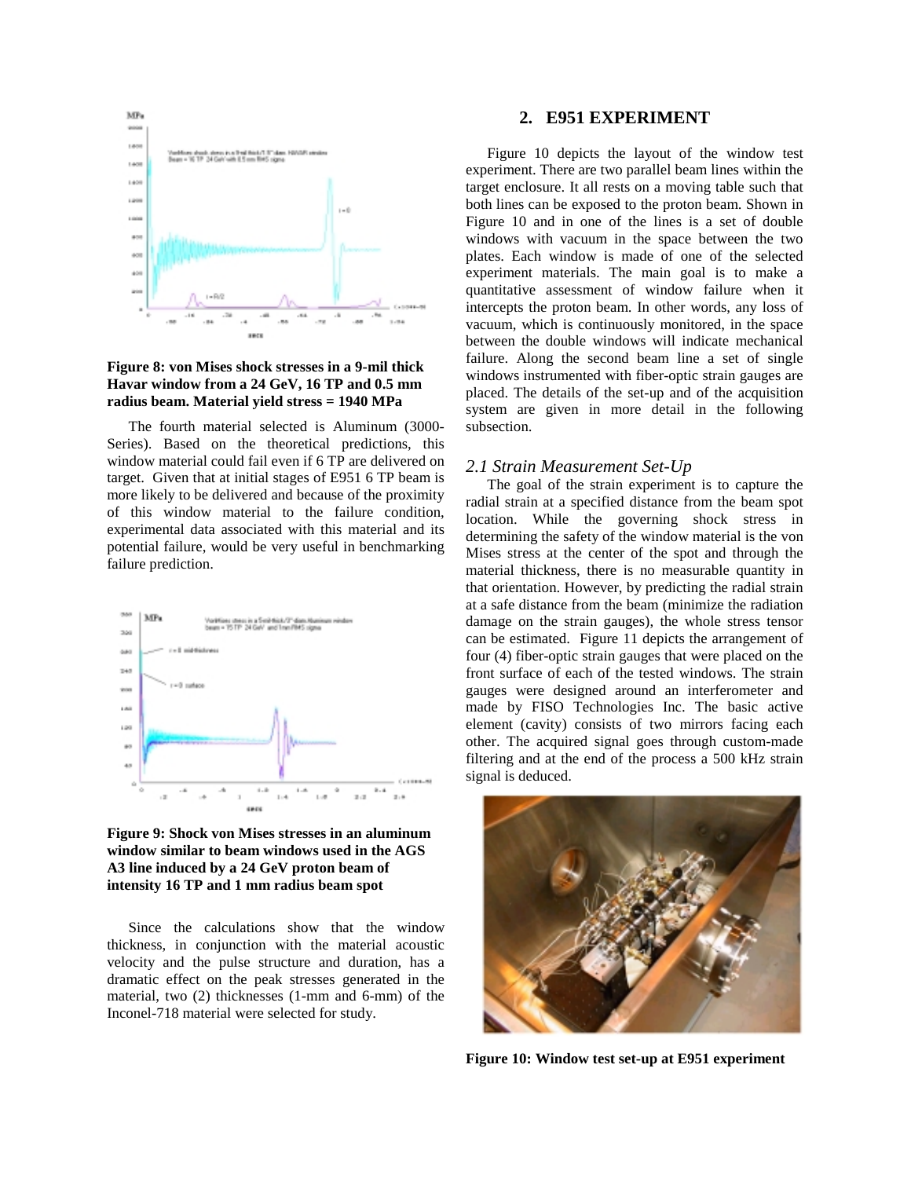**Figure 8: von Mises shock stresses in a 9-mil thick Havar window from a 24 GeV, 16 TP and 0.5 mm radius beam. Material yield stress = 1940 MPa**

The fourth material selected is Aluminum (3000-Series). Based on the theoretical predictions, this window material could fail even if 6 TP are delivered on target. Given that at initial stages of E951 6 TP beam is more likely to be delivered and because of the proximity of this window material to the failure condition, experimental data associated with this material and its potential failure, would be very useful in benchmarking failure prediction.

**Figure 9: Shock von Mises stresses in an aluminum window similar to beam windows used in the AGS A3 line induced by a 24 GeV proton beam of intensity 16 TP and 1 mm radius beam spot**

Since the calculations show that the window thickness, in conjunction with the material acoustic velocity and the pulse structure and duration, has a dramatic effect on the peak stresses generated in the material, two (2) thicknesses (1-mm and 6-mm) of the Inconel-718 material were selected for study.

## 2. E951 EXPERIMENT

Figure 10 depicts the layout of the window test experiment. There are two parallel beam lines within the target enclosure. It all rests on a moving table such that both lines can be exposed to the proton beam. Shown in Figure 10 and in one of the lines is a set of double windows with vacuum in the space between the two plates. Each window is made of one of the selected experiment materials. The main goal is to make a quantitative assessment of window failure when it intercepts the proton beam. In other words, any loss of vacuum, which is continuously monitored, in the space between the double windows will indicate mechanical failure. Along the second beam line a set of single windows instrumented with fiber-optic strain gauges are placed. The details of the set-up and of the acquisition system are given in more detail in the following subsection.

### *2.1 Strain Measurement Set-Up*

The goal of the strain experiment is to capture the radial strain at a specified distance from the beam spot location. While the governing shock stress in determining the safety of the window material is the von Mises stress at the center of the spot and through the material thickness, there is no measurable quantity in that orientation. However, by predicting the radial strain at a safe distance from the beam (minimize the radiation damage on the strain gauges), the whole stress tensor can be estimated. Figure 11 depicts the arrangement of four (4) fiber-optic strain gauges that were placed on the front surface of each of the tested windows. The strain gauges were designed around an interferometer and made by FISO Technologies Inc. The basic active element (cavity) consists of two mirrors facing each other. The acquired signal goes through custom-made filtering and at the end of the process a 500 kHz strain signal is deduced.

**Figure 10: Window test set-up at E951 experiment**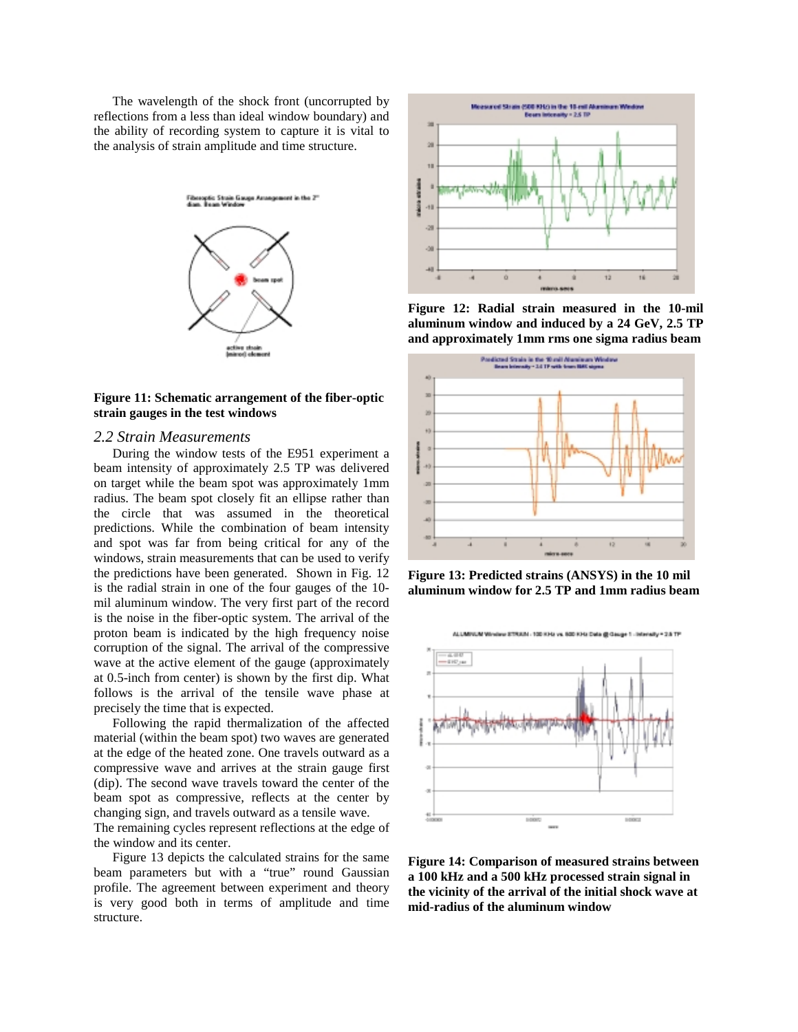The wavelength of the shock front (uncorrupted by reflections from a less than ideal window boundary) and the ability of recording system to capture it is vital to the analysis of strain amplitude and time structure.

**Figure 11: Schematic arrangement of the fiber-optic strain gauges in the test windows**

### *2.2 Strain Measurements*

During the window tests of the E951 experiment a beam intensity of approximately 2.5 TP was delivered on target while the beam spot was approximately 1mm radius. The beam spot closely fit an ellipse rather than the circle that was assumed in the theoretical predictions. While the combination of beam intensity and spot was far from being critical for any of the windows, strain measurements that can be used to verify the predictions have been generated. Shown in Fig. 12 is the radial strain in one of the four gauges of the 10-mil aluminum window. The very first part of the record is the noise in the fiber-optic system. The arrival of the proton beam is indicated by the high frequency noise corruption of the signal. The arrival of the compressive wave at the active element of the gauge (approximately at 0.5-inch from center) is shown by the first dip. What follows is the arrival of the tensile wave phase at precisely the time that is expected.

Following the rapid thermalization of the affected material (within the beam spot) two waves are generated at the edge of the heated zone. One travels outward as a compressive wave and arrives at the strain gauge first (dip). The second wave travels toward the center of the beam spot as compressive, reflects at the center by changing sign, and travels outward as a tensile wave. The remaining cycles represent reflections at the edge of the window and its center.

Figure 13 depicts the calculated strains for the same beam parameters but with a "true" round Gaussian profile. The agreement between experiment and theory is very good both in terms of amplitude and time structure.

**Figure 12: Radial strain measured in the 10-mil aluminum window and induced by a 24 GeV, 2.5 TP and approximately 1mm rms one sigma radius beam**

**Figure 13: Predicted strains (ANSYS) in the 10 mil aluminum window for 2.5 TP and 1mm radius beam**

**Figure 14: Comparison of measured strains between a 100 kHz and a 500 kHz processed strain signal in the vicinity of the arrival of the initial shock wave at mid-radius of the aluminum window**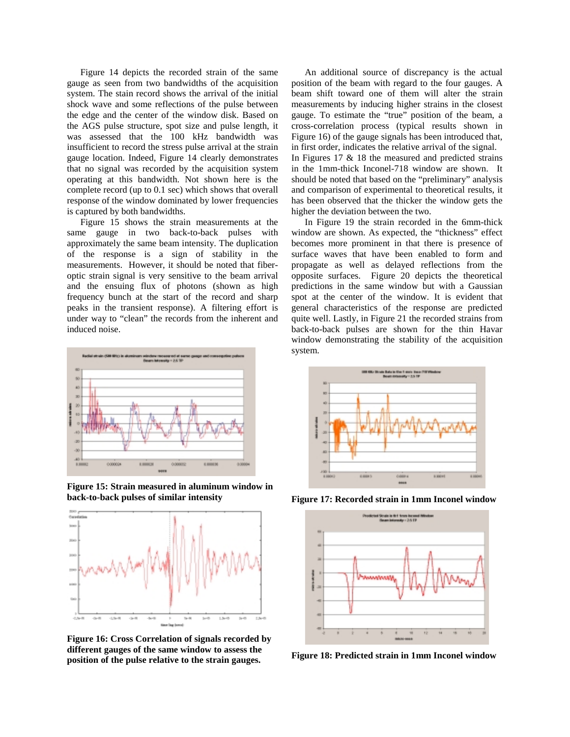Figure 14 depicts the recorded strain of the same gauge as seen from two bandwidths of the acquisition system. The stain record shows the arrival of the initial shock wave and some reflections of the pulse between the edge and the center of the window disk. Based on the AGS pulse structure, spot size and pulse length, it was assessed that the 100 kHz bandwidth was insufficient to record the stress pulse arrival at the strain gauge location. Indeed, Figure 14 clearly demonstrates that no signal was recorded by the acquisition system operating at this bandwidth. Not shown here is the complete record (up to 0.1 sec) which shows that overall response of the window dominated by lower frequencies is captured by both bandwidths.

Figure 15 shows the strain measurements at the same gauge in two back-to-back pulses with approximately the same beam intensity. The duplication of the response is a sign of stability in the measurements. However, it should be noted that fiber-optic strain signal is very sensitive to the beam arrival and the ensuing flux of photons (shown as high frequency bunch at the start of the record and sharp peaks in the transient response). A filtering effort is under way to "clean" the records from the inherent and induced noise.

**Figure 15: Strain measured in aluminum window in back-to-back pulses of similar intensity**

**Figure 16: Cross Correlation of signals recorded by different gauges of the same window to assess the position of the pulse relative to the strain gauges.**

An additional source of discrepancy is the actual position of the beam with regard to the four gauges. A beam shift toward one of them will alter the strain measurements by inducing higher strains in the closest gauge. To estimate the "true" position of the beam, a cross-correlation process (typical results shown in Figure 16) of the gauge signals has been introduced that, in first order, indicates the relative arrival of the signal.

In Figures 17 & 18 the measured and predicted strains in the 1mm-thick Inconel-718 window are shown. It should be noted that based on the "preliminary" analysis and comparison of experimental to theoretical results, it has been observed that the thicker the window gets the higher the deviation between the two.

In Figure 19 the strain recorded in the 6mm-thick window are shown. As expected, the "thickness" effect becomes more prominent in that there is presence of surface waves that have been enabled to form and propagate as well as delayed reflections from the opposite surfaces. Figure 20 depicts the theoretical predictions in the same window but with a Gaussian spot at the center of the window. It is evident that general characteristics of the response are predicted quite well. Lastly, in Figure 21 the recorded strains from back-to-back pulses are shown for the thin Havar window demonstrating the stability of the acquisition system.

**Figure 17: Recorded strain in 1mm Inconel window**

**Figure 18: Predicted strain in 1mm Inconel window**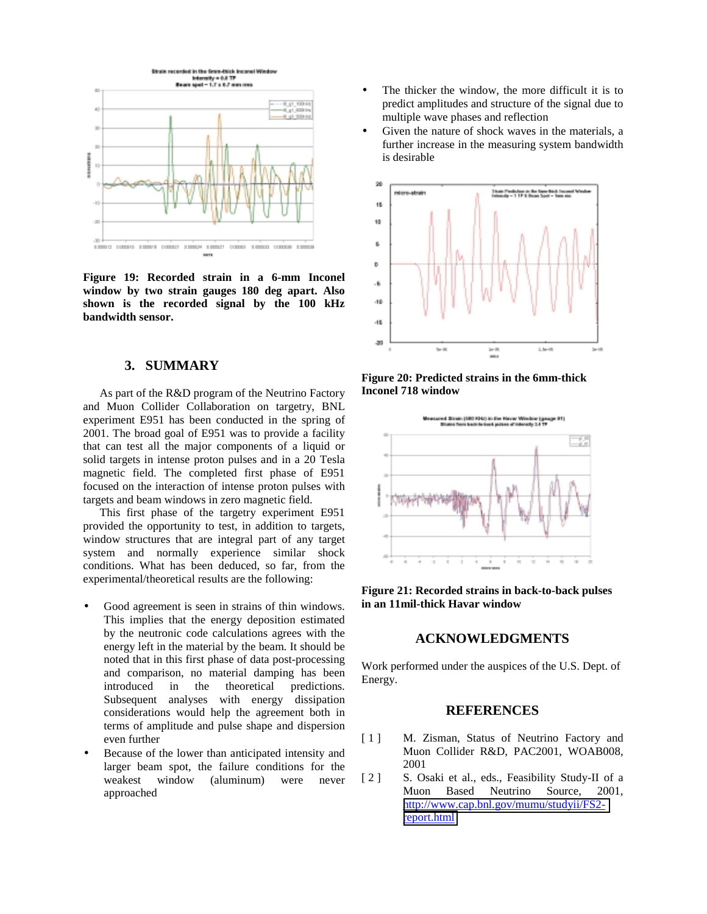Figure 19: Recorded strain in a 6-mm Inconel window by two strain gauges 180 deg apart. Also shown is the recorded signal by the 100 kHz bandwidth sensor.

## 3. SUMMARY

As part of the R&D program of the Neutrino Factory and Muon Collider Collaboration on targetry, BNL experiment E951 has been conducted in the spring of 2001. The broad goal of E951 was to provide a facility that can test all the major components of a liquid or solid targets in intense proton pulses and in a 20 Tesla magnetic field. The completed first phase of E951 focused on the interaction of intense proton pulses with targets and beam windows in zero magnetic field.

This first phase of the targetry experiment E951 provided the opportunity to test, in addition to targets, window structures that are integral part of any target system and normally experience similar shock conditions. What has been deduced, so far, from the experimental/theoretical results are the following:

- Good agreement is seen in strains of thin windows. This implies that the energy deposition estimated by the neutronic code calculations agrees with the energy left in the material by the beam. It should be noted that in this first phase of data post-processing and comparison, no material damping has been introduced in the theoretical predictions. Subsequent analyses with energy dissipation considerations would help the agreement both in terms of amplitude and pulse shape and dispersion even further
- Because of the lower than anticipated intensity and larger beam spot, the failure conditions for the weakest window (aluminum) were never approached
- The thicker the window, the more difficult it is to predict amplitudes and structure of the signal due to multiple wave phases and reflection
- Given the nature of shock waves in the materials, a further increase in the measuring system bandwidth is desirable

Figure 20: Predicted strains in the 6mm-thick Inconel 718 window

Figure 21: Recorded strains in back-to-back pulses in an 11mil-thick Havar window

## ACKNOWLEDGMENTS

Work performed under the auspices of the U.S. Dept. of Energy.

## REFERENCES

[ 1 ] M. Zisman, Status of Neutrino Factory and Muon Collider R&D, PAC2001, WOAB008, 2001

[ 2 ] S. Osaki et al., eds., Feasibility Study-II of a Muon Based Neutrino Source, 2001, http://www.cap.bnl.gov/mumu/studyii/FS2-report.html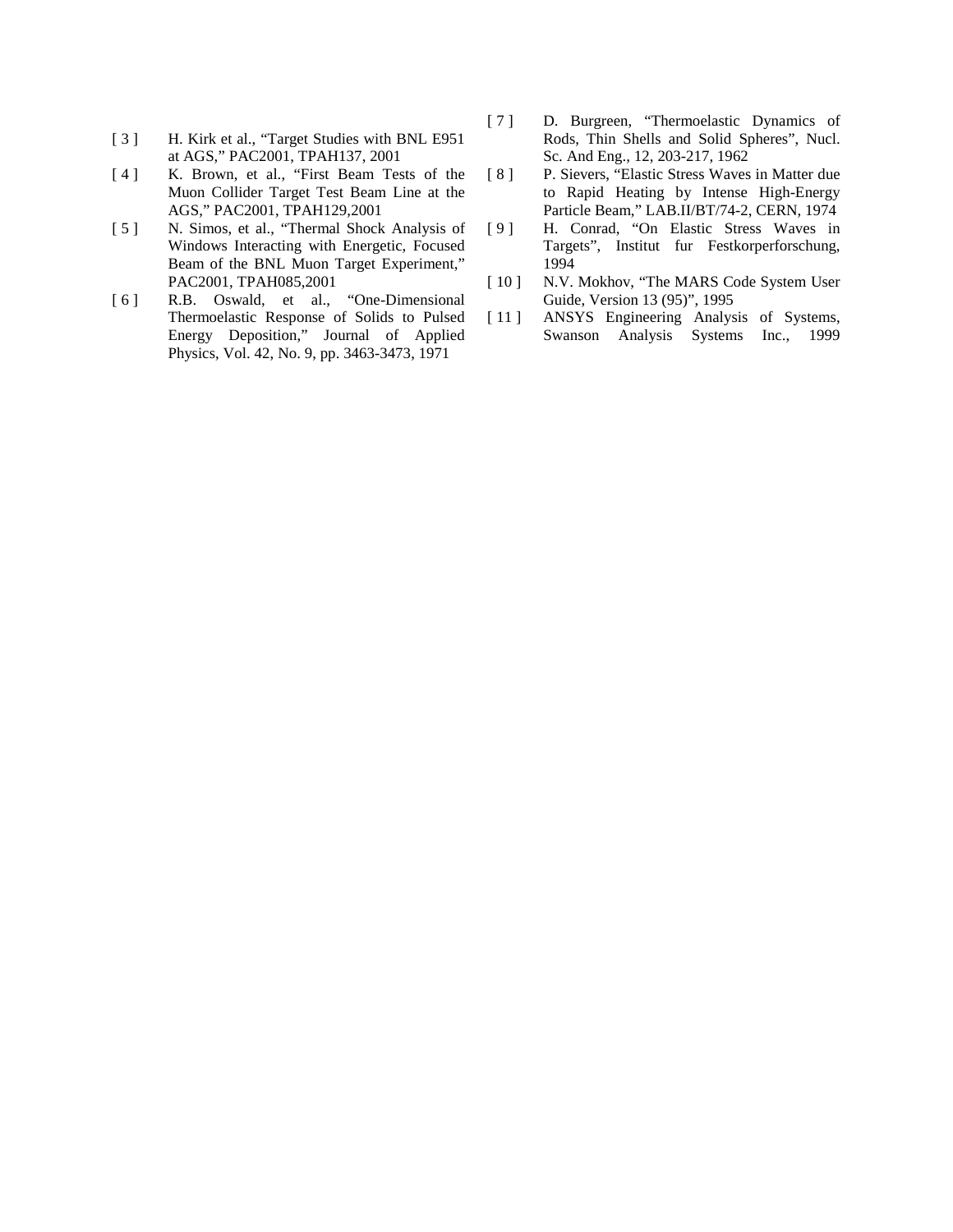[ 3 ] H. Kirk et al., “Target Studies with BNL E951 at AGS,” PAC2001, TPAH137, 2001

[ 4 ] K. Brown, et al., “First Beam Tests of the Muon Collider Target Test Beam Line at the AGS,” PAC2001, TPAH129,2001

[ 5 ] N. Simos, et al., “Thermal Shock Analysis of Windows Interacting with Energetic, Focused Beam of the BNL Muon Target Experiment,” PAC2001, TPAH085,2001

[ 6 ] R.B. Oswald, et al., “One-Dimensional Thermoelastic Response of Solids to Pulsed Energy Deposition,” Journal of Applied Physics, Vol. 42, No. 9, pp. 3463-3473, 1971

[ 7 ] D. Burgreen, “Thermoelastic Dynamics of Rods, Thin Shells and Solid Spheres”, Nucl. Sc. And Eng., 12, 203-217, 1962

[ 8 ] P. Sievers, “Elastic Stress Waves in Matter due to Rapid Heating by Intense High-Energy Particle Beam,” LAB.II/BT/74-2, CERN, 1974

[ 9 ] H. Conrad, “On Elastic Stress Waves in Targets”, Institut fur Festkorperforschung, 1994

[ 10 ] N.V. Mokhov, “The MARS Code System User Guide, Version 13 (95)”, 1995

[ 11 ] ANSYS Engineering Analysis of Systems, Swanson Analysis Systems Inc., 1999